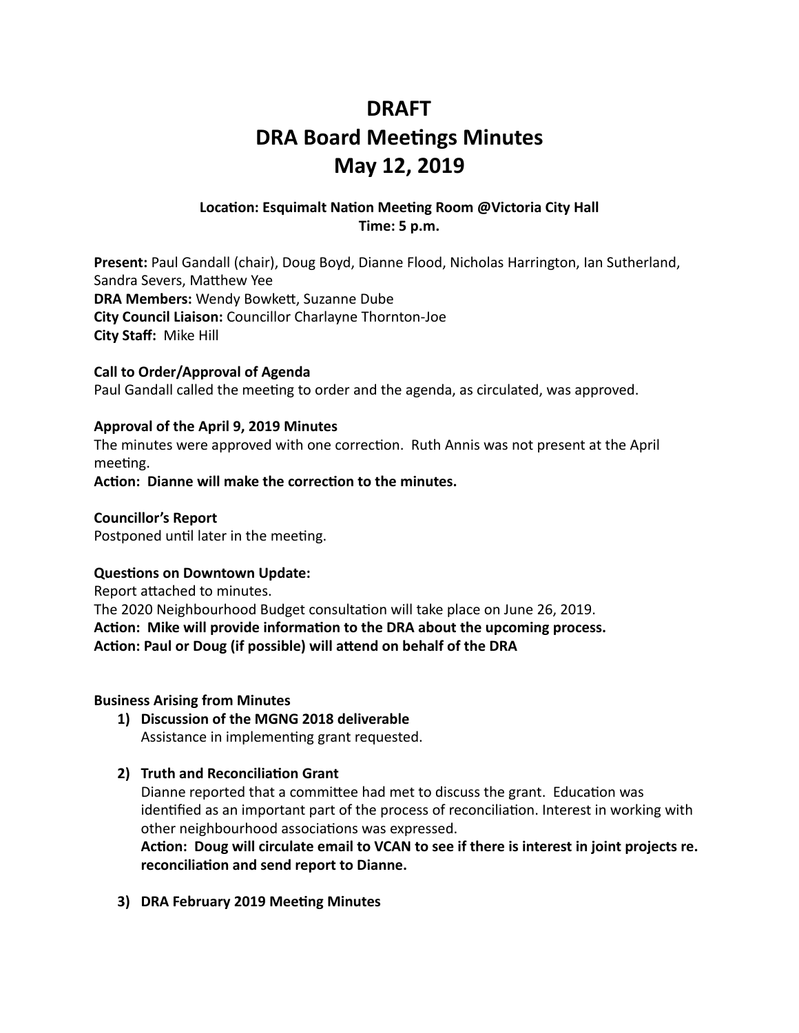# DRAFT
# DRA Board Meetings Minutes
# May 12, 2019

**Location: Esquimalt Nation Meeting Room @Victoria City Hall**
**Time: 5 p.m.**

**Present:** Paul Gandall (chair), Doug Boyd, Dianne Flood, Nicholas Harrington, Ian Sutherland, Sandra Severs, Matthew Yee
**DRA Members:** Wendy Bowkett, Suzanne Dube
**City Council Liaison:** Councillor Charlayne Thornton-Joe
**City Staff:** Mike Hill

**Call to Order/Approval of Agenda**
Paul Gandall called the meeting to order and the agenda, as circulated, was approved.

**Approval of the April 9, 2019 Minutes**
The minutes were approved with one correction. Ruth Annis was not present at the April meeting.
**Action: Dianne will make the correction to the minutes.**

**Councillor's Report**
Postponed until later in the meeting.

**Questions on Downtown Update:**
Report attached to minutes.
The 2020 Neighbourhood Budget consultation will take place on June 26, 2019.
**Action: Mike will provide information to the DRA about the upcoming process.**
**Action: Paul or Doug (if possible) will attend on behalf of the DRA**

**Business Arising from Minutes**

1) **Discussion of the MGNG 2018 deliverable**
   Assistance in implementing grant requested.

2) **Truth and Reconciliation Grant**
   Dianne reported that a committee had met to discuss the grant. Education was identified as an important part of the process of reconciliation. Interest in working with other neighbourhood associations was expressed.
   **Action: Doug will circulate email to VCAN to see if there is interest in joint projects re. reconciliation and send report to Dianne.**

3) **DRA February 2019 Meeting Minutes**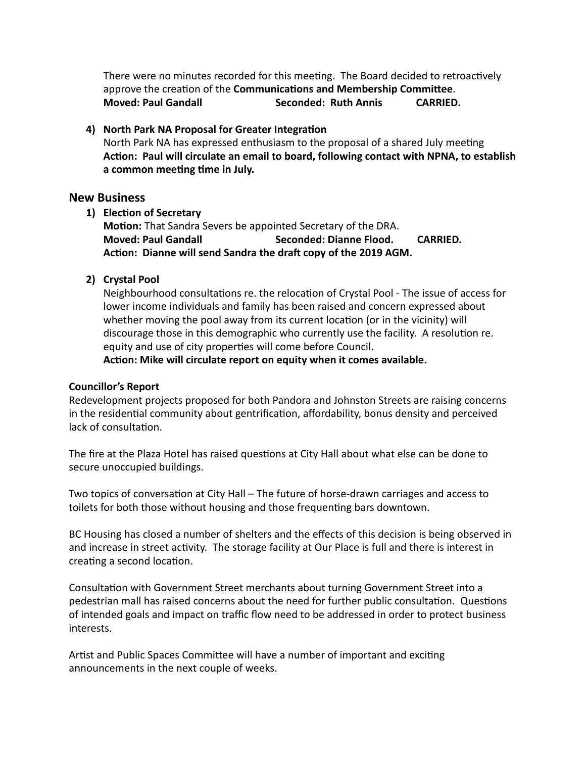There were no minutes recorded for this meeting. The Board decided to retroactively approve the creation of the **Communications and Membership Committee**.
**Moved: Paul Gandall Seconded: Ruth Annis CARRIED.**

4) **North Park NA Proposal for Greater Integration**
   North Park NA has expressed enthusiasm to the proposal of a shared July meeting
   **Action: Paul will circulate an email to board, following contact with NPNA, to establish a common meeting time in July.**

## New Business

1) **Election of Secretary**
   **Motion:** That Sandra Severs be appointed Secretary of the DRA.
   **Moved: Paul Gandall Seconded: Dianne Flood. CARRIED.**
   **Action: Dianne will send Sandra the draft copy of the 2019 AGM.**

2) **Crystal Pool**
   Neighbourhood consultations re. the relocation of Crystal Pool - The issue of access for lower income individuals and family has been raised and concern expressed about whether moving the pool away from its current location (or in the vicinity) will discourage those in this demographic who currently use the facility. A resolution re. equity and use of city properties will come before Council.
   **Action: Mike will circulate report on equity when it comes available.**

**Councillor's Report**

Redevelopment projects proposed for both Pandora and Johnston Streets are raising concerns in the residential community about gentrification, affordability, bonus density and perceived lack of consultation.

The fire at the Plaza Hotel has raised questions at City Hall about what else can be done to secure unoccupied buildings.

Two topics of conversation at City Hall – The future of horse-drawn carriages and access to toilets for both those without housing and those frequenting bars downtown.

BC Housing has closed a number of shelters and the effects of this decision is being observed in and increase in street activity. The storage facility at Our Place is full and there is interest in creating a second location.

Consultation with Government Street merchants about turning Government Street into a pedestrian mall has raised concerns about the need for further public consultation. Questions of intended goals and impact on traffic flow need to be addressed in order to protect business interests.

Artist and Public Spaces Committee will have a number of important and exciting announcements in the next couple of weeks.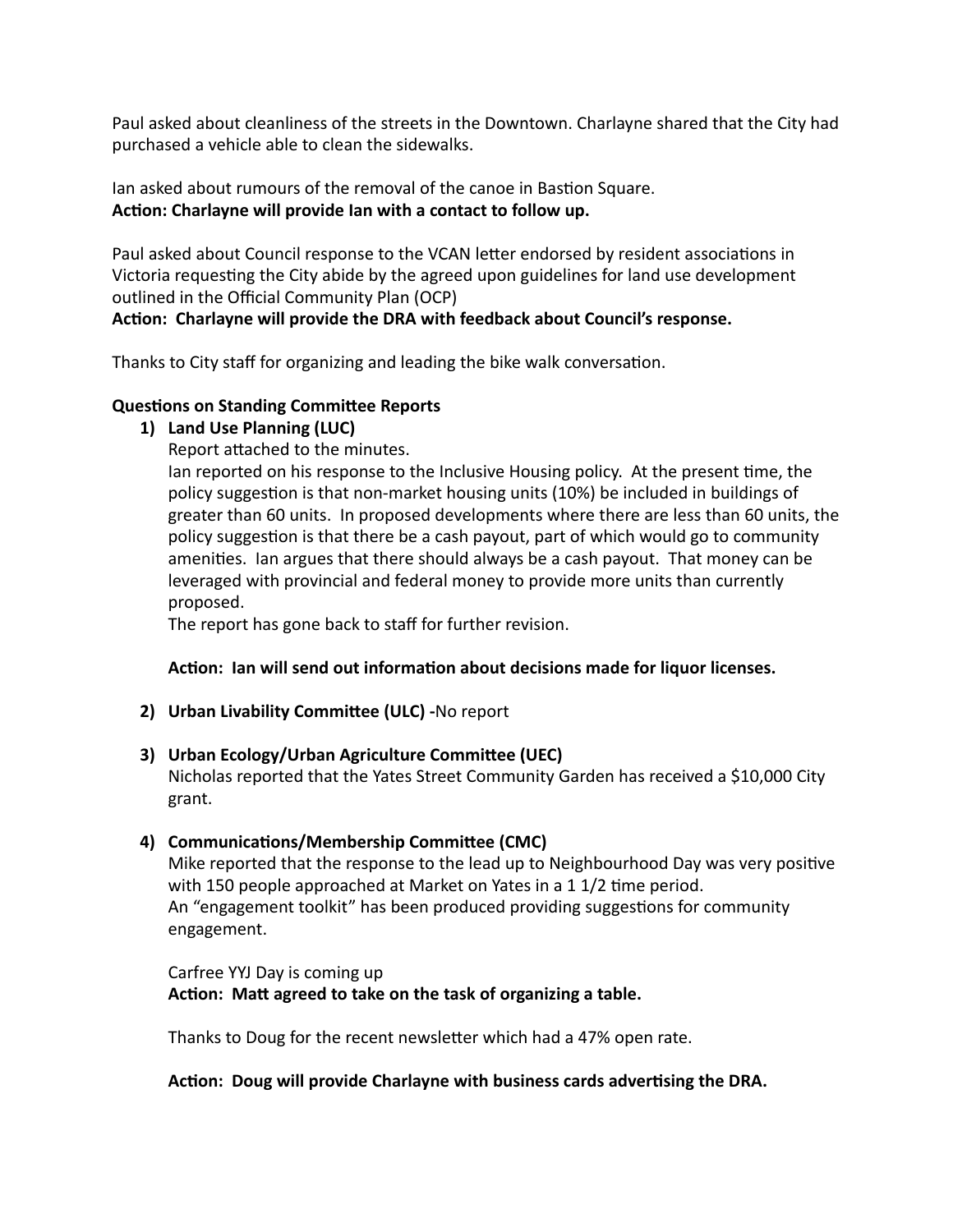Paul asked about cleanliness of the streets in the Downtown. Charlayne shared that the City had purchased a vehicle able to clean the sidewalks.

Ian asked about rumours of the removal of the canoe in Bastion Square.
**Action: Charlayne will provide Ian with a contact to follow up.**

Paul asked about Council response to the VCAN letter endorsed by resident associations in Victoria requesting the City abide by the agreed upon guidelines for land use development outlined in the Official Community Plan (OCP)
**Action: Charlayne will provide the DRA with feedback about Council's response.**

Thanks to City staff for organizing and leading the bike walk conversation.

**Questions on Standing Committee Reports**

1) **Land Use Planning (LUC)**
   Report attached to the minutes.
   Ian reported on his response to the Inclusive Housing policy. At the present time, the policy suggestion is that non-market housing units (10%) be included in buildings of greater than 60 units. In proposed developments where there are less than 60 units, the policy suggestion is that there be a cash payout, part of which would go to community amenities. Ian argues that there should always be a cash payout. That money can be leveraged with provincial and federal money to provide more units than currently proposed.
   The report has gone back to staff for further revision.

   **Action: Ian will send out information about decisions made for liquor licenses.**

2) **Urban Livability Committee (ULC) -**No report

3) **Urban Ecology/Urban Agriculture Committee (UEC)**
   Nicholas reported that the Yates Street Community Garden has received a $10,000 City grant.

4) **Communications/Membership Committee (CMC)**
   Mike reported that the response to the lead up to Neighbourhood Day was very positive with 150 people approached at Market on Yates in a 1 1/2 time period.
   An "engagement toolkit" has been produced providing suggestions for community engagement.

   Carfree YYJ Day is coming up
   **Action: Matt agreed to take on the task of organizing a table.**

   Thanks to Doug for the recent newsletter which had a 47% open rate.

   **Action: Doug will provide Charlayne with business cards advertising the DRA.**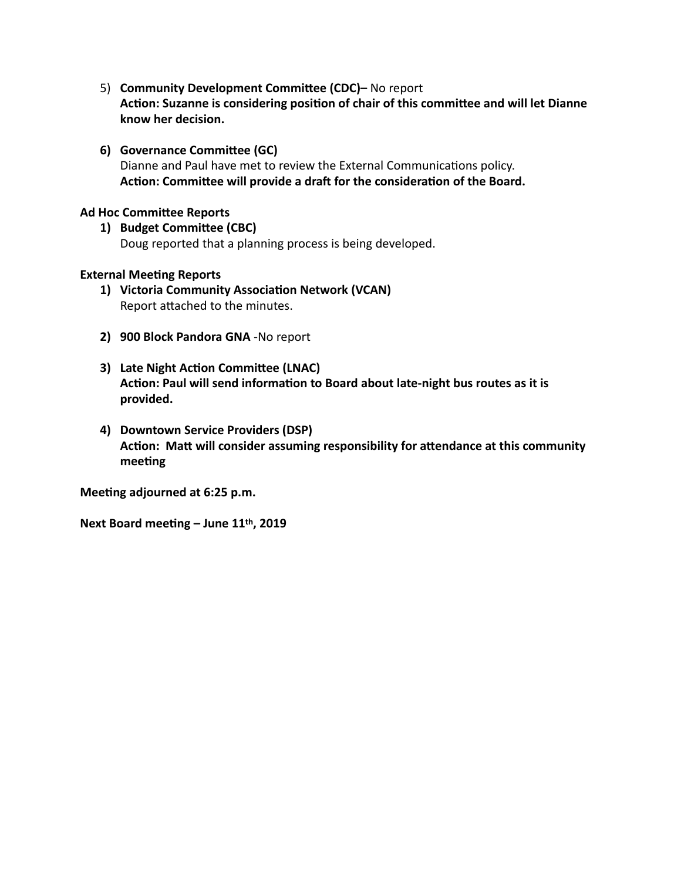5) **Community Development Committee (CDC)–** No report
   **Action: Suzanne is considering position of chair of this committee and will let Dianne know her decision.**

6) **Governance Committee (GC)**
   Dianne and Paul have met to review the External Communications policy.
   **Action: Committee will provide a draft for the consideration of the Board.**

**Ad Hoc Committee Reports**

1) **Budget Committee (CBC)**
   Doug reported that a planning process is being developed.

**External Meeting Reports**

1) **Victoria Community Association Network (VCAN)**
   Report attached to the minutes.

2) **900 Block Pandora GNA** -No report

3) **Late Night Action Committee (LNAC)**
   **Action: Paul will send information to Board about late-night bus routes as it is provided.**

4) **Downtown Service Providers (DSP)**
   **Action: Matt will consider assuming responsibility for attendance at this community meeting**

**Meeting adjourned at 6:25 p.m.**

**Next Board meeting – June 11th, 2019**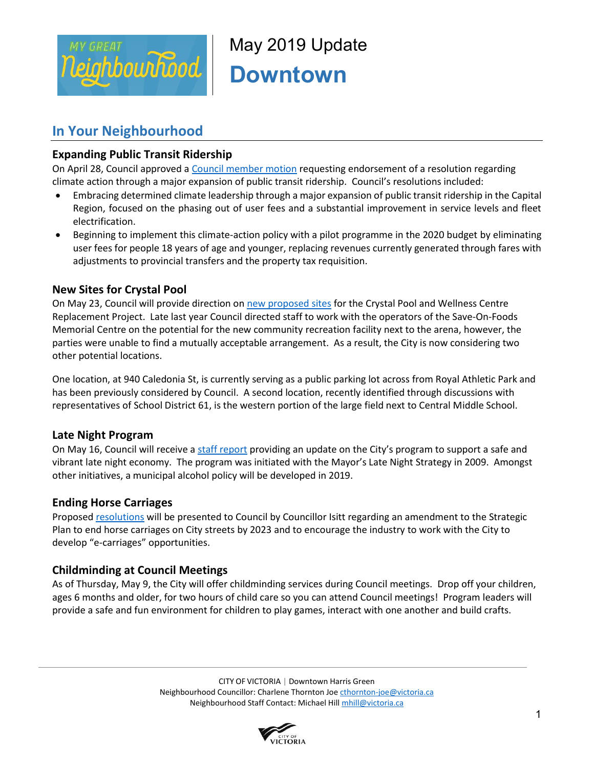May 2019 Update

# Downtown

## In Your Neighbourhood

### Expanding Public Transit Ridership

On April 28, Council approved a Council member motion requesting endorsement of a resolution regarding climate action through a major expansion of public transit ridership. Council's resolutions included:

- Embracing determined climate leadership through a major expansion of public transit ridership in the Capital Region, focused on the phasing out of user fees and a substantial improvement in service levels and fleet electrification.
- Beginning to implement this climate-action policy with a pilot programme in the 2020 budget by eliminating user fees for people 18 years of age and younger, replacing revenues currently generated through fares with adjustments to provincial transfers and the property tax requisition.

### New Sites for Crystal Pool

On May 23, Council will provide direction on new proposed sites for the Crystal Pool and Wellness Centre Replacement Project. Late last year Council directed staff to work with the operators of the Save-On-Foods Memorial Centre on the potential for the new community recreation facility next to the arena, however, the parties were unable to find a mutually acceptable arrangement. As a result, the City is now considering two other potential locations.

One location, at 940 Caledonia St, is currently serving as a public parking lot across from Royal Athletic Park and has been previously considered by Council. A second location, recently identified through discussions with representatives of School District 61, is the western portion of the large field next to Central Middle School.

### Late Night Program

On May 16, Council will receive a staff report providing an update on the City's program to support a safe and vibrant late night economy. The program was initiated with the Mayor's Late Night Strategy in 2009. Amongst other initiatives, a municipal alcohol policy will be developed in 2019.

### Ending Horse Carriages

Proposed resolutions will be presented to Council by Councillor Isitt regarding an amendment to the Strategic Plan to end horse carriages on City streets by 2023 and to encourage the industry to work with the City to develop "e-carriages" opportunities.

### Childminding at Council Meetings

As of Thursday, May 9, the City will offer childminding services during Council meetings. Drop off your children, ages 6 months and older, for two hours of child care so you can attend Council meetings! Program leaders will provide a safe and fun environment for children to play games, interact with one another and build crafts.

CITY OF VICTORIA | Downtown Harris Green
Neighbourhood Councillor: Charlene Thornton Joe cthornton-joe@victoria.ca
Neighbourhood Staff Contact: Michael Hill mhill@victoria.ca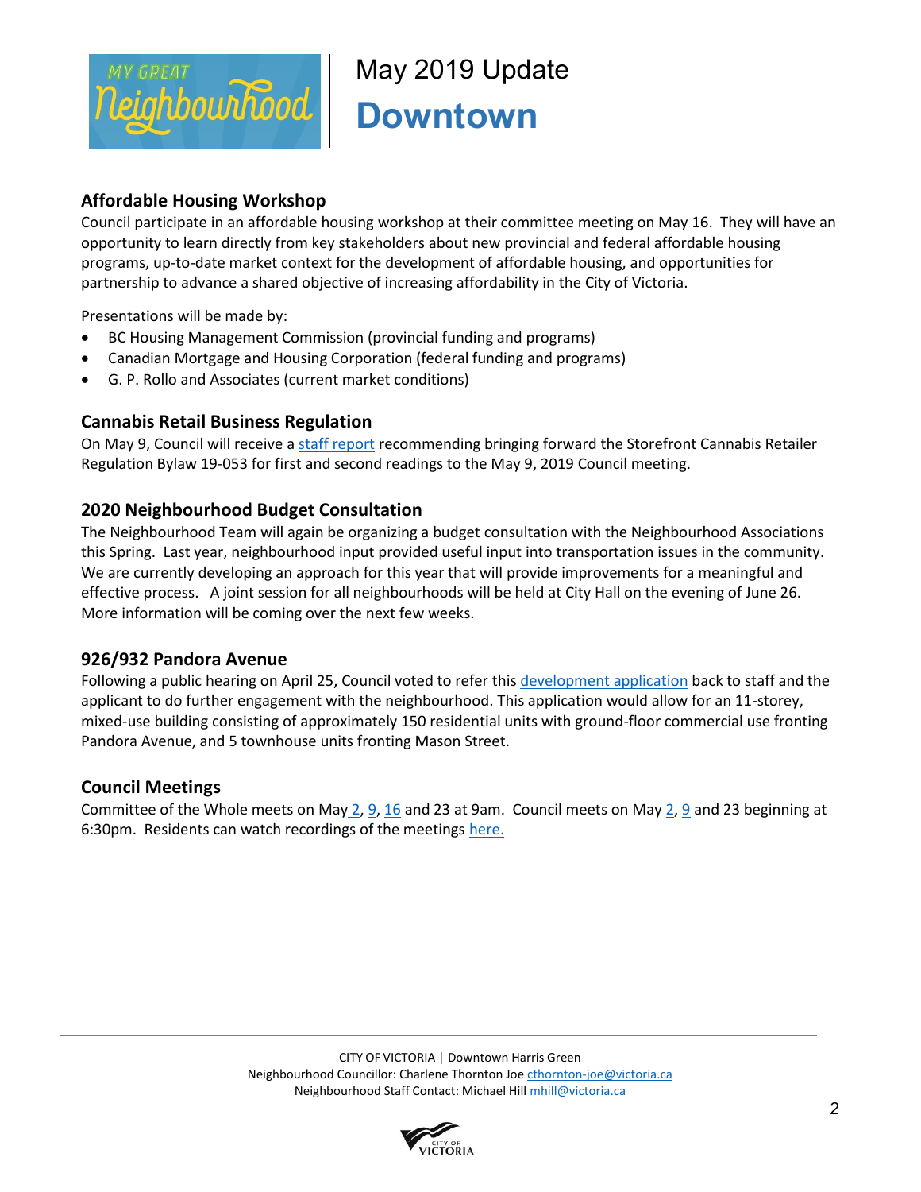May 2019 Update

# Downtown

## Affordable Housing Workshop

Council participate in an affordable housing workshop at their committee meeting on May 16. They will have an opportunity to learn directly from key stakeholders about new provincial and federal affordable housing programs, up-to-date market context for the development of affordable housing, and opportunities for partnership to advance a shared objective of increasing affordability in the City of Victoria.

Presentations will be made by:

- BC Housing Management Commission (provincial funding and programs)
- Canadian Mortgage and Housing Corporation (federal funding and programs)
- G. P. Rollo and Associates (current market conditions)

## Cannabis Retail Business Regulation

On May 9, Council will receive a staff report recommending bringing forward the Storefront Cannabis Retailer Regulation Bylaw 19-053 for first and second readings to the May 9, 2019 Council meeting.

## 2020 Neighbourhood Budget Consultation

The Neighbourhood Team will again be organizing a budget consultation with the Neighbourhood Associations this Spring. Last year, neighbourhood input provided useful input into transportation issues in the community. We are currently developing an approach for this year that will provide improvements for a meaningful and effective process. A joint session for all neighbourhoods will be held at City Hall on the evening of June 26. More information will be coming over the next few weeks.

## 926/932 Pandora Avenue

Following a public hearing on April 25, Council voted to refer this development application back to staff and the applicant to do further engagement with the neighbourhood. This application would allow for an 11-storey, mixed-use building consisting of approximately 150 residential units with ground-floor commercial use fronting Pandora Avenue, and 5 townhouse units fronting Mason Street.

## Council Meetings

Committee of the Whole meets on May 2, 9, 16 and 23 at 9am. Council meets on May 2, 9 and 23 beginning at 6:30pm. Residents can watch recordings of the meetings here.

CITY OF VICTORIA | Downtown Harris Green
Neighbourhood Councillor: Charlene Thornton Joe cthornton-joe@victoria.ca
Neighbourhood Staff Contact: Michael Hill mhill@victoria.ca